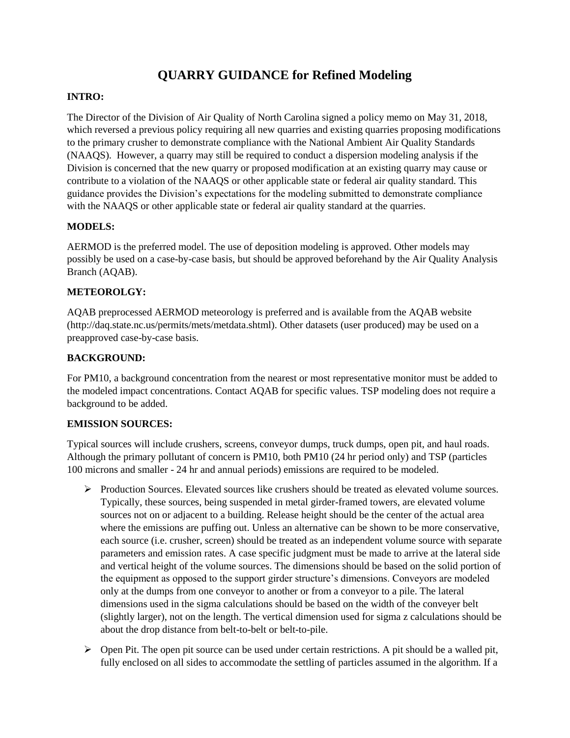# QUARRY GUIDANCE for Refined Modeling

**INTRO:**

The Director of the Division of Air Quality of North Carolina signed a policy memo on May 31, 2018, which reversed a previous policy requiring all new quarries and existing quarries proposing modifications to the primary crusher to demonstrate compliance with the National Ambient Air Quality Standards (NAAQS). However, a quarry may still be required to conduct a dispersion modeling analysis if the Division is concerned that the new quarry or proposed modification at an existing quarry may cause or contribute to a violation of the NAAQS or other applicable state or federal air quality standard. This guidance provides the Division's expectations for the modeling submitted to demonstrate compliance with the NAAQS or other applicable state or federal air quality standard at the quarries.

**MODELS:**

AERMOD is the preferred model. The use of deposition modeling is approved. Other models may possibly be used on a case-by-case basis, but should be approved beforehand by the Air Quality Analysis Branch (AQAB).

**METEOROLGY:**

AQAB preprocessed AERMOD meteorology is preferred and is available from the AQAB website (http://daq.state.nc.us/permits/mets/metdata.shtml). Other datasets (user produced) may be used on a preapproved case-by-case basis.

**BACKGROUND:**

For PM10, a background concentration from the nearest or most representative monitor must be added to the modeled impact concentrations. Contact AQAB for specific values. TSP modeling does not require a background to be added.

**EMISSION SOURCES:**

Typical sources will include crushers, screens, conveyor dumps, truck dumps, open pit, and haul roads. Although the primary pollutant of concern is PM10, both PM10 (24 hr period only) and TSP (particles 100 microns and smaller - 24 hr and annual periods) emissions are required to be modeled.

- Production Sources. Elevated sources like crushers should be treated as elevated volume sources. Typically, these sources, being suspended in metal girder-framed towers, are elevated volume sources not on or adjacent to a building. Release height should be the center of the actual area where the emissions are puffing out. Unless an alternative can be shown to be more conservative, each source (i.e. crusher, screen) should be treated as an independent volume source with separate parameters and emission rates. A case specific judgment must be made to arrive at the lateral side and vertical height of the volume sources. The dimensions should be based on the solid portion of the equipment as opposed to the support girder structure's dimensions. Conveyors are modeled only at the dumps from one conveyor to another or from a conveyor to a pile. The lateral dimensions used in the sigma calculations should be based on the width of the conveyer belt (slightly larger), not on the length. The vertical dimension used for sigma z calculations should be about the drop distance from belt-to-belt or belt-to-pile.
- Open Pit. The open pit source can be used under certain restrictions. A pit should be a walled pit, fully enclosed on all sides to accommodate the settling of particles assumed in the algorithm. If a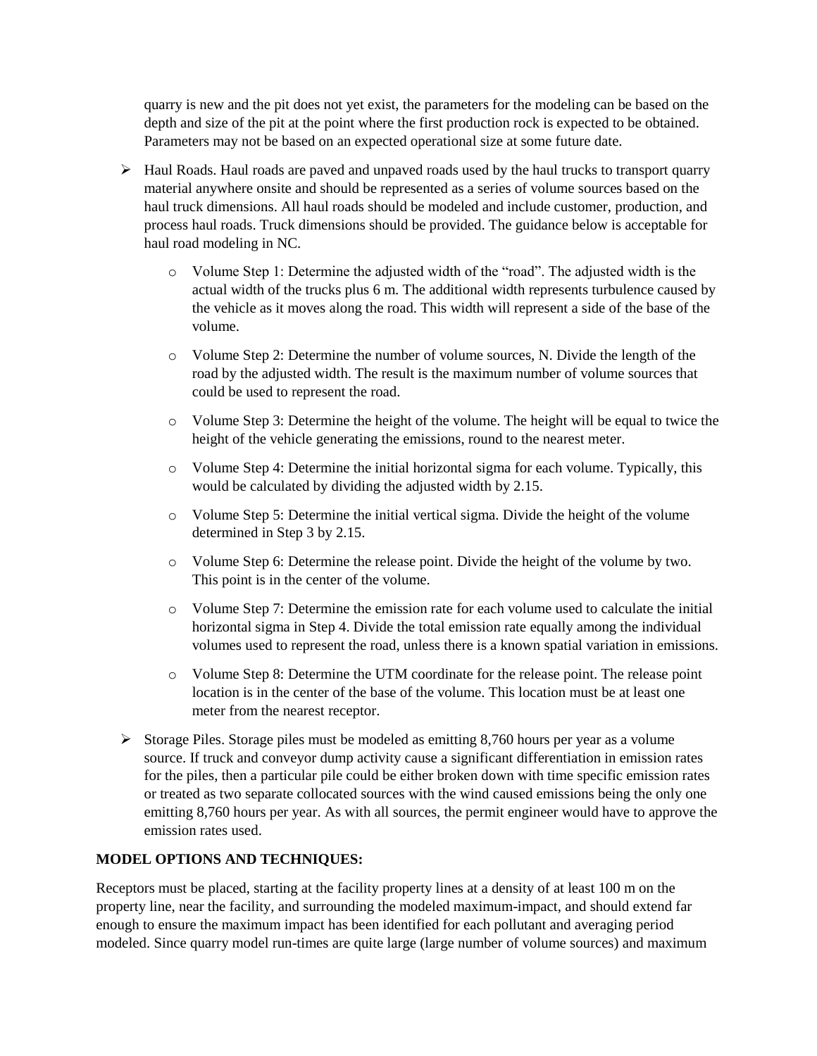quarry is new and the pit does not yet exist, the parameters for the modeling can be based on the depth and size of the pit at the point where the first production rock is expected to be obtained. Parameters may not be based on an expected operational size at some future date.

- Haul Roads. Haul roads are paved and unpaved roads used by the haul trucks to transport quarry material anywhere onsite and should be represented as a series of volume sources based on the haul truck dimensions. All haul roads should be modeled and include customer, production, and process haul roads. Truck dimensions should be provided. The guidance below is acceptable for haul road modeling in NC.
  - Volume Step 1: Determine the adjusted width of the "road". The adjusted width is the actual width of the trucks plus 6 m. The additional width represents turbulence caused by the vehicle as it moves along the road. This width will represent a side of the base of the volume.
  - Volume Step 2: Determine the number of volume sources, N. Divide the length of the road by the adjusted width. The result is the maximum number of volume sources that could be used to represent the road.
  - Volume Step 3: Determine the height of the volume. The height will be equal to twice the height of the vehicle generating the emissions, round to the nearest meter.
  - Volume Step 4: Determine the initial horizontal sigma for each volume. Typically, this would be calculated by dividing the adjusted width by 2.15.
  - Volume Step 5: Determine the initial vertical sigma. Divide the height of the volume determined in Step 3 by 2.15.
  - Volume Step 6: Determine the release point. Divide the height of the volume by two. This point is in the center of the volume.
  - Volume Step 7: Determine the emission rate for each volume used to calculate the initial horizontal sigma in Step 4. Divide the total emission rate equally among the individual volumes used to represent the road, unless there is a known spatial variation in emissions.
  - Volume Step 8: Determine the UTM coordinate for the release point. The release point location is in the center of the base of the volume. This location must be at least one meter from the nearest receptor.
- Storage Piles. Storage piles must be modeled as emitting 8,760 hours per year as a volume source. If truck and conveyor dump activity cause a significant differentiation in emission rates for the piles, then a particular pile could be either broken down with time specific emission rates or treated as two separate collocated sources with the wind caused emissions being the only one emitting 8,760 hours per year. As with all sources, the permit engineer would have to approve the emission rates used.

**MODEL OPTIONS AND TECHNIQUES:**

Receptors must be placed, starting at the facility property lines at a density of at least 100 m on the property line, near the facility, and surrounding the modeled maximum-impact, and should extend far enough to ensure the maximum impact has been identified for each pollutant and averaging period modeled. Since quarry model run-times are quite large (large number of volume sources) and maximum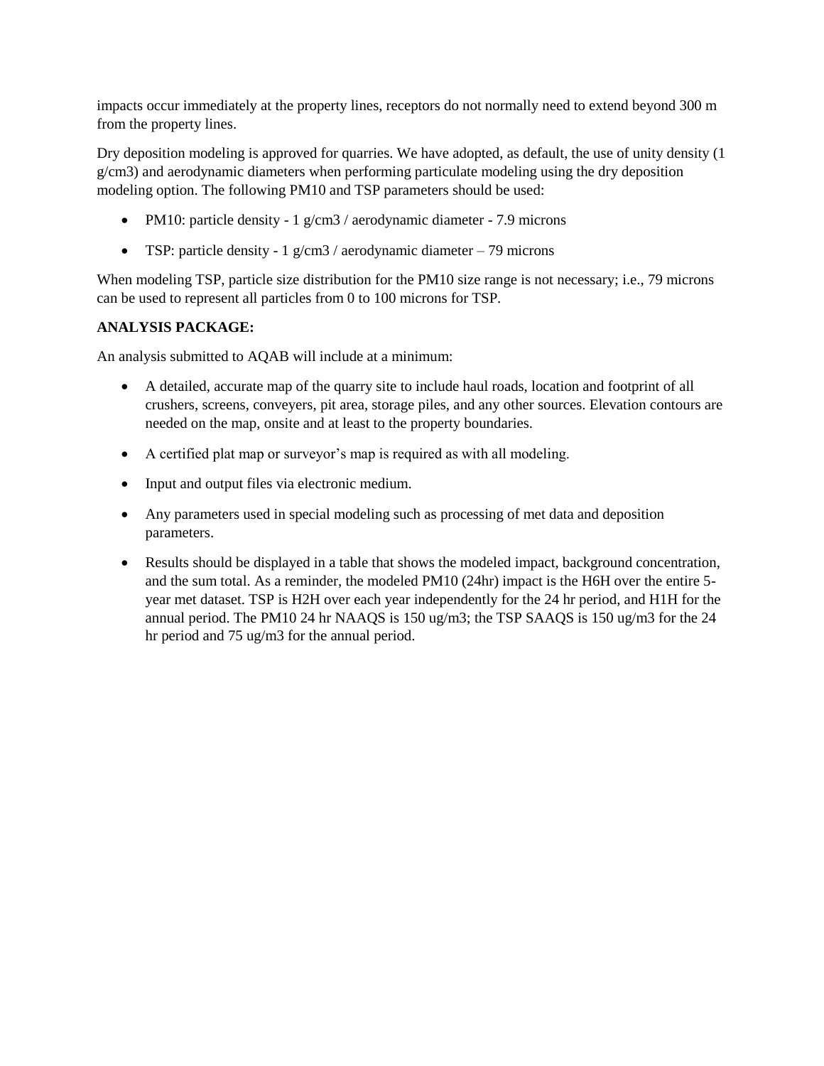impacts occur immediately at the property lines, receptors do not normally need to extend beyond 300 m from the property lines.

Dry deposition modeling is approved for quarries. We have adopted, as default, the use of unity density (1 g/cm3) and aerodynamic diameters when performing particulate modeling using the dry deposition modeling option. The following PM10 and TSP parameters should be used:

- PM10: particle density - 1 g/cm3 / aerodynamic diameter - 7.9 microns
- TSP: particle density - 1 g/cm3 / aerodynamic diameter – 79 microns

When modeling TSP, particle size distribution for the PM10 size range is not necessary; i.e., 79 microns can be used to represent all particles from 0 to 100 microns for TSP.

**ANALYSIS PACKAGE:**

An analysis submitted to AQAB will include at a minimum:

- A detailed, accurate map of the quarry site to include haul roads, location and footprint of all crushers, screens, conveyers, pit area, storage piles, and any other sources. Elevation contours are needed on the map, onsite and at least to the property boundaries.
- A certified plat map or surveyor's map is required as with all modeling.
- Input and output files via electronic medium.
- Any parameters used in special modeling such as processing of met data and deposition parameters.
- Results should be displayed in a table that shows the modeled impact, background concentration, and the sum total. As a reminder, the modeled PM10 (24hr) impact is the H6H over the entire 5-year met dataset. TSP is H2H over each year independently for the 24 hr period, and H1H for the annual period. The PM10 24 hr NAAQS is 150 ug/m3; the TSP SAAQS is 150 ug/m3 for the 24 hr period and 75 ug/m3 for the annual period.